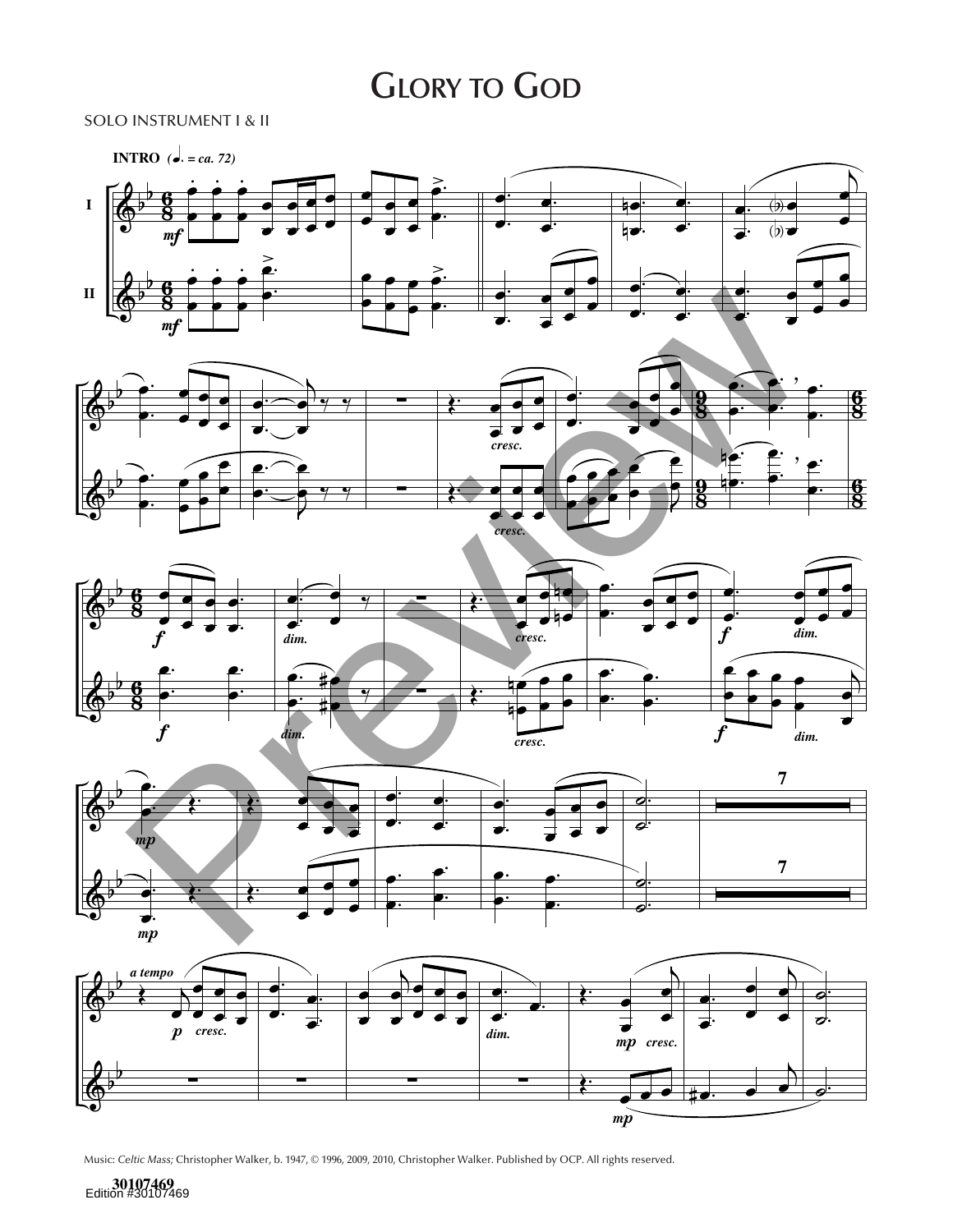# Glory to God

SOLO INSTRUMENT I & II

Music: *Celtic Mass;* Christopher Walker, b. 1947, © 1996, 2009, 2010, Christopher Walker. Published by OCP. All rights reserved.

30107469
Edition #30107469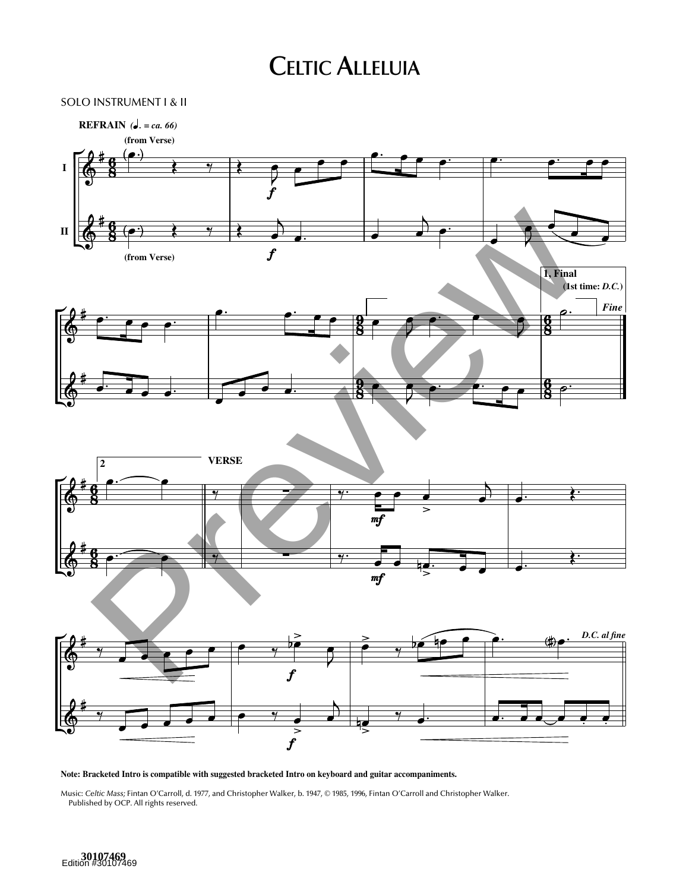# Celtic Alleluia

SOLO INSTRUMENT I & II

**Note: Bracketed Intro is compatible with suggested bracketed Intro on keyboard and guitar accompaniments.**

Music: *Celtic Mass;* Fintan O'Carroll, d. 1977, and Christopher Walker, b. 1947, © 1985, 1996, Fintan O'Carroll and Christopher Walker. Published by OCP. All rights reserved.

Edition #30107469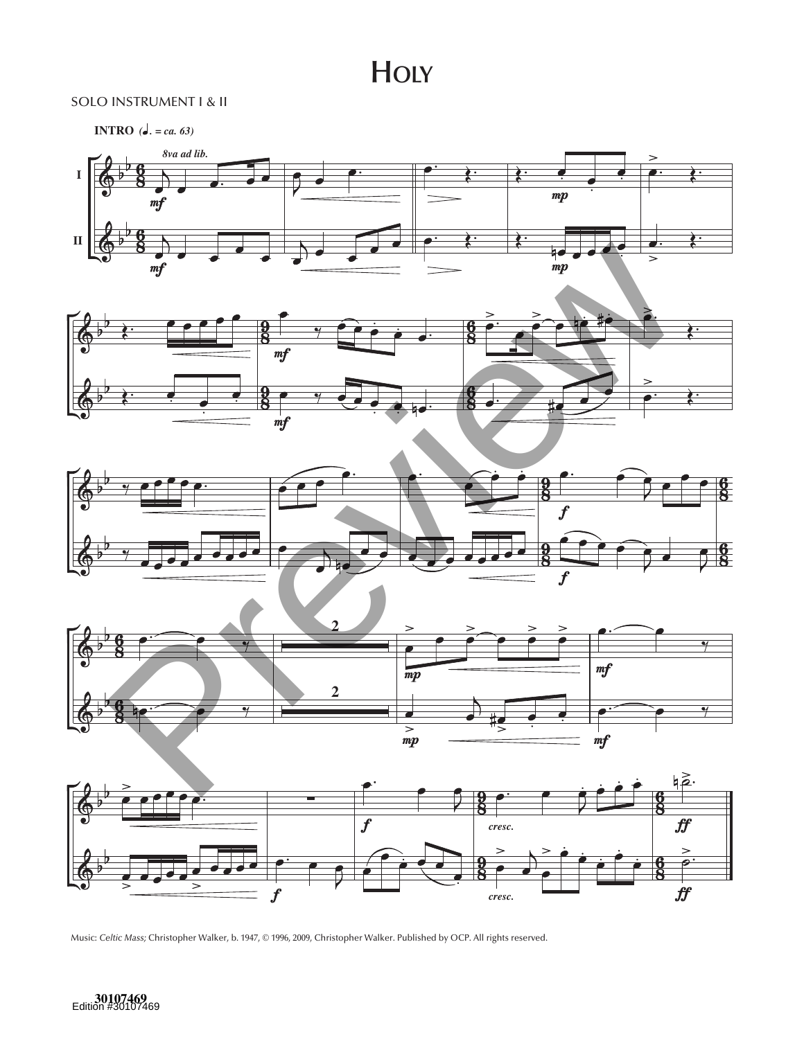# Holy

SOLO INSTRUMENT I & II

**INTRO** *(♩. = ca. 63)*

Music: *Celtic Mass;* Christopher Walker, b. 1947, © 1996, 2009, Christopher Walker. Published by OCP. All rights reserved.

30107469
Edition #30107469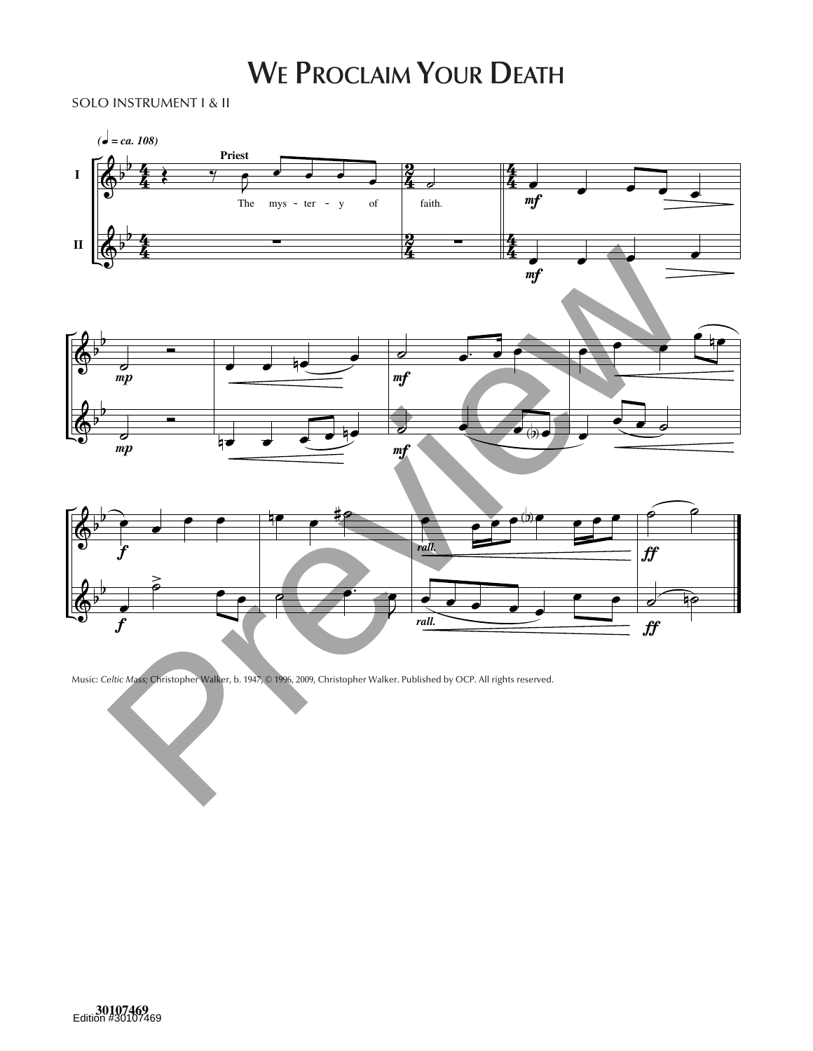# WE PROCLAIM YOUR DEATH

SOLO INSTRUMENT I & II

Music: *Celtic Mass;* Christopher Walker, b. 1947, © 1996, 2009, Christopher Walker. Published by OCP. All rights reserved.

30107469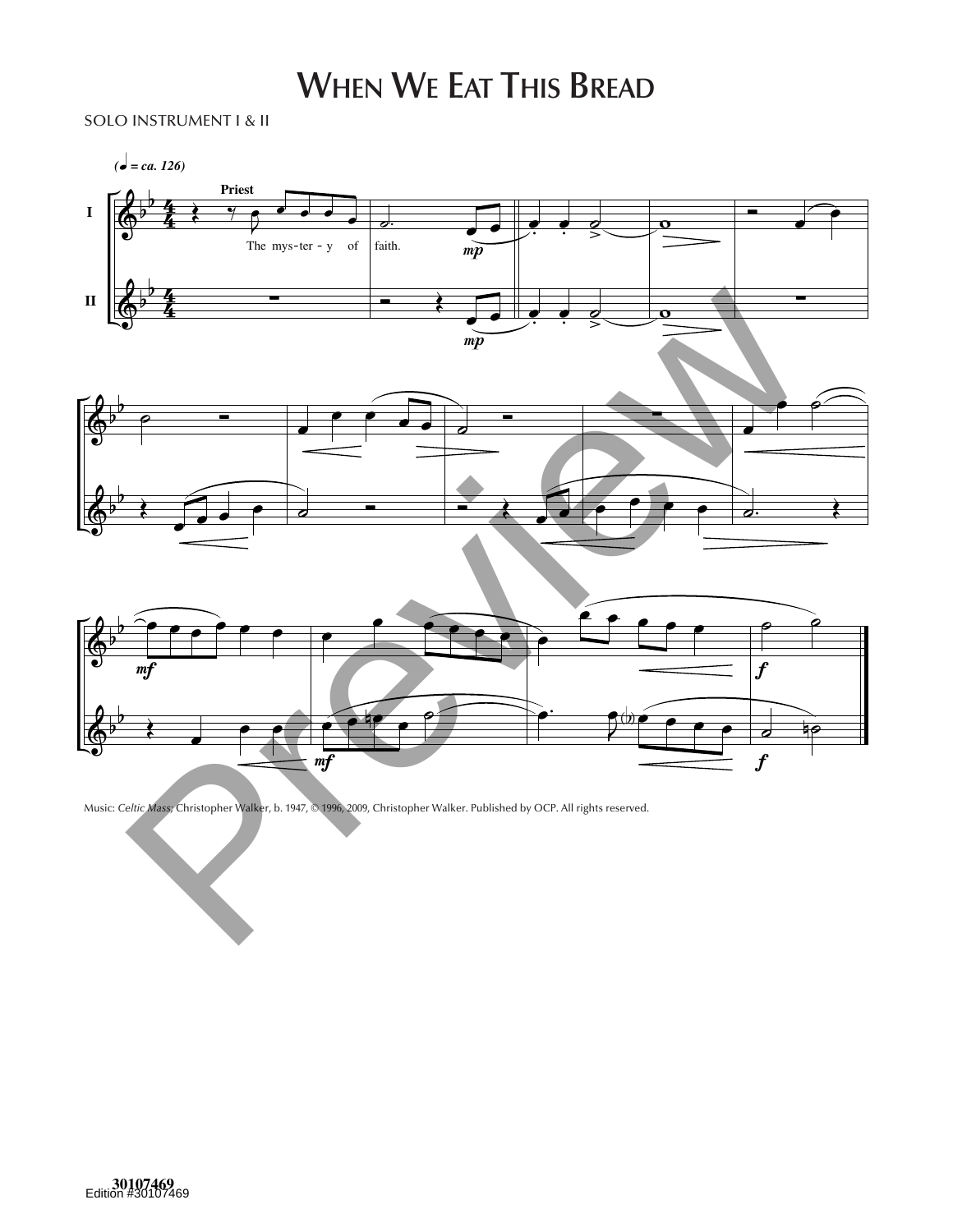# When We Eat This Bread

SOLO INSTRUMENT I & II

Music: *Celtic Mass;* Christopher Walker, b. 1947, © 1996, 2009, Christopher Walker. Published by OCP. All rights reserved.

Edition #30107469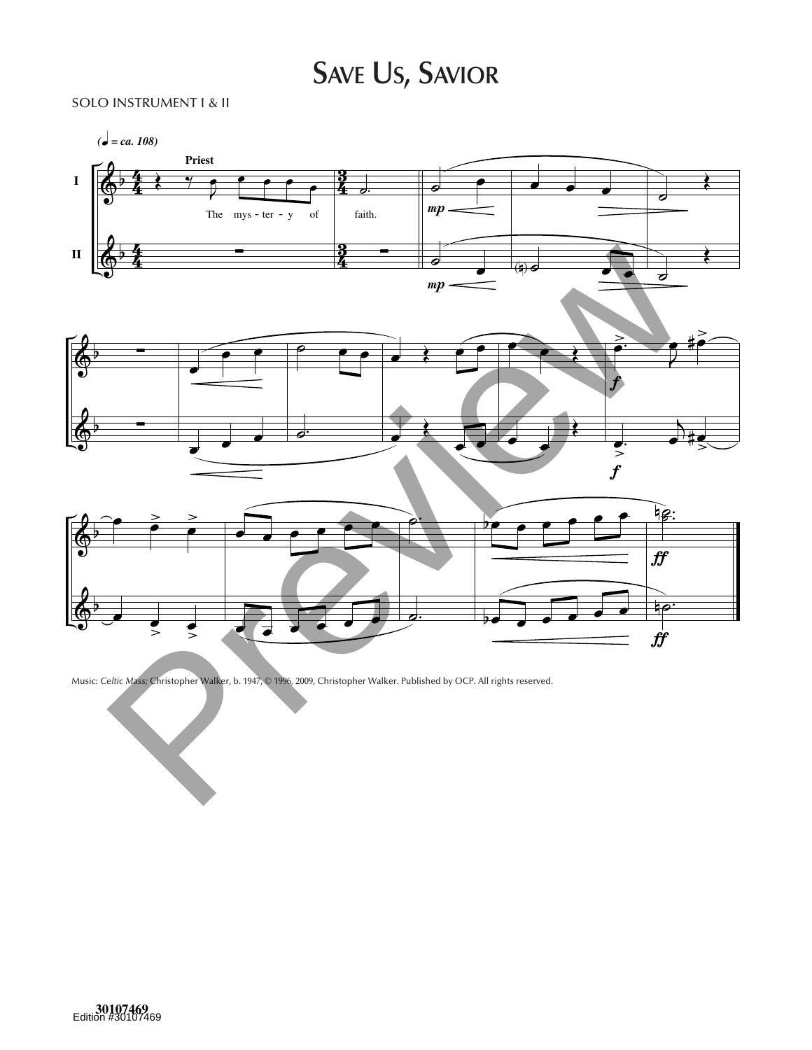# Save Us, Savior

SOLO INSTRUMENT I & II

Music: *Celtic Mass;* Christopher Walker, b. 1947, © 1996, 2009, Christopher Walker. Published by OCP. All rights reserved.

30107469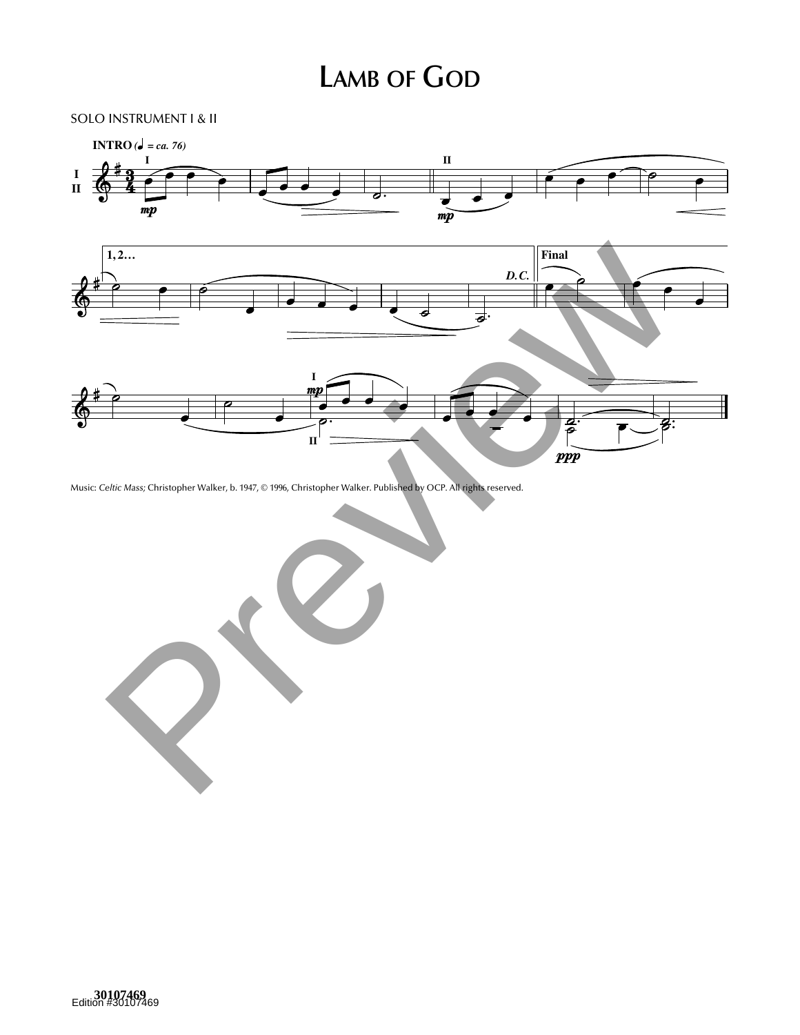# Lamb of God

SOLO INSTRUMENT I & II

Music: *Celtic Mass;* Christopher Walker, b. 1947, © 1996, Christopher Walker. Published by OCP. All rights reserved.

30107469
Edition #30107469